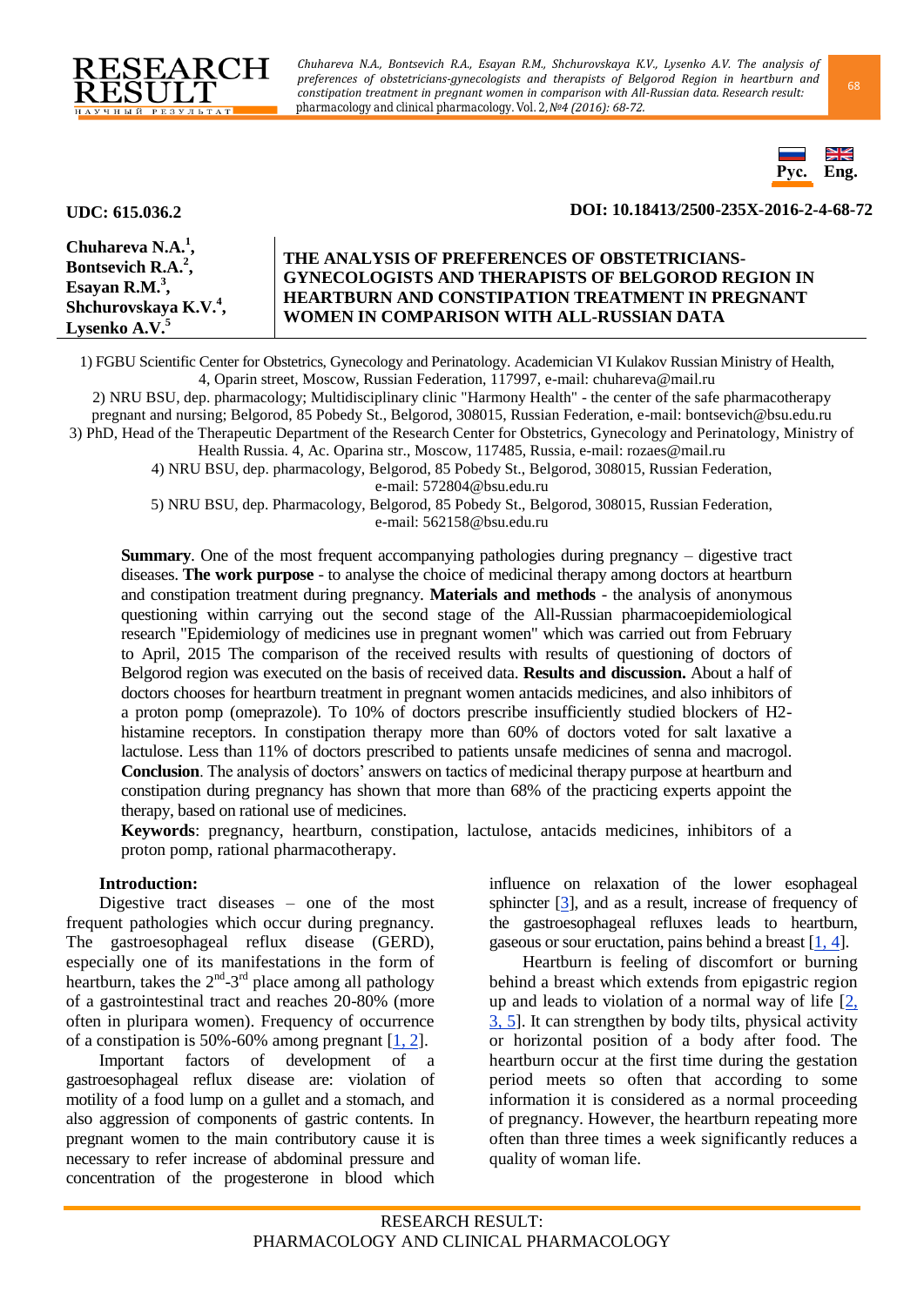**UDC: 615.036.2**

**DOI: 10.18413/2500-235X-2016-2-4-68-72**

**Chuhareva N.A.[1], Bontsevich R.A.[2], Esayan R.M.[3], Shchurovskaya K.V.[4], Lysenko A.V.[5]**

# THE ANALYSIS OF PREFERENCES OF OBSTETRICIANS-GYNECOLOGISTS AND THERAPISTS OF BELGOROD REGION IN HEARTBURN AND CONSTIPATION TREATMENT IN PREGNANT WOMEN IN COMPARISON WITH ALL-RUSSIAN DATA

1) FGBU Scientific Center for Obstetrics, Gynecology and Perinatology. Academician VI Kulakov Russian Ministry of Health, 4, Oparin street, Moscow, Russian Federation, 117997, e-mail: chuhareva@mail.ru

2) NRU BSU, dep. pharmacology; Multidisciplinary clinic "Harmony Health" - the center of the safe pharmacotherapy pregnant and nursing; Belgorod, 85 Pobedy St., Belgorod, 308015, Russian Federation, e-mail: bontsevich@bsu.edu.ru

3) PhD, Head of the Therapeutic Department of the Research Center for Obstetrics, Gynecology and Perinatology, Ministry of Health Russia. 4, Ac. Oparina str., Moscow, 117485, Russia, e-mail: rozaes@mail.ru

4) NRU BSU, dep. pharmacology, Belgorod, 85 Pobedy St., Belgorod, 308015, Russian Federation, e-mail: 572804@bsu.edu.ru

5) NRU BSU, dep. Pharmacology, Belgorod, 85 Pobedy St., Belgorod, 308015, Russian Federation, e-mail: 562158@bsu.edu.ru

**Summary**. One of the most frequent accompanying pathologies during pregnancy – digestive tract diseases. **The work purpose** - to analyse the choice of medicinal therapy among doctors at heartburn and constipation treatment during pregnancy. **Materials and methods** - the analysis of anonymous questioning within carrying out the second stage of the All-Russian pharmacoepidemiological research "Epidemiology of medicines use in pregnant women" which was carried out from February to April, 2015 The comparison of the received results with results of questioning of doctors of Belgorod region was executed on the basis of received data. **Results and discussion.** About a half of doctors chooses for heartburn treatment in pregnant women antacids medicines, and also inhibitors of a proton pomp (omeprazole). To 10% of doctors prescribe insufficiently studied blockers of H2-histamine receptors. In constipation therapy more than 60% of doctors voted for salt laxative a lactulose. Less than 11% of doctors prescribed to patients unsafe medicines of senna and macrogol. **Conclusion**. The analysis of doctors' answers on tactics of medicinal therapy purpose at heartburn and constipation during pregnancy has shown that more than 68% of the practicing experts appoint the therapy, based on rational use of medicines.

**Keywords**: pregnancy, heartburn, constipation, lactulose, antacids medicines, inhibitors of a proton pomp, rational pharmacotherapy.

**Introduction:**

Digestive tract diseases – one of the most frequent pathologies which occur during pregnancy. The gastroesophageal reflux disease (GERD), especially one of its manifestations in the form of heartburn, takes the 2nd-3rd place among all pathology of a gastrointestinal tract and reaches 20-80% (more often in pluripara women). Frequency of occurrence of a constipation is 50%-60% among pregnant [1, 2].

Important factors of development of a gastroesophageal reflux disease are: violation of motility of a food lump on a gullet and a stomach, and also aggression of components of gastric contents. In pregnant women to the main contributory cause it is necessary to refer increase of abdominal pressure and concentration of the progesterone in blood which influence on relaxation of the lower esophageal sphincter [3], and as a result, increase of frequency of the gastroesophageal refluxes leads to heartburn, gaseous or sour eructation, pains behind a breast [1, 4].

Heartburn is feeling of discomfort or burning behind a breast which extends from epigastric region up and leads to violation of a normal way of life [2, 3, 5]. It can strengthen by body tilts, physical activity or horizontal position of a body after food. The heartburn occur at the first time during the gestation period meets so often that according to some information it is considered as a normal proceeding of pregnancy. However, the heartburn repeating more often than three times a week significantly reduces a quality of woman life.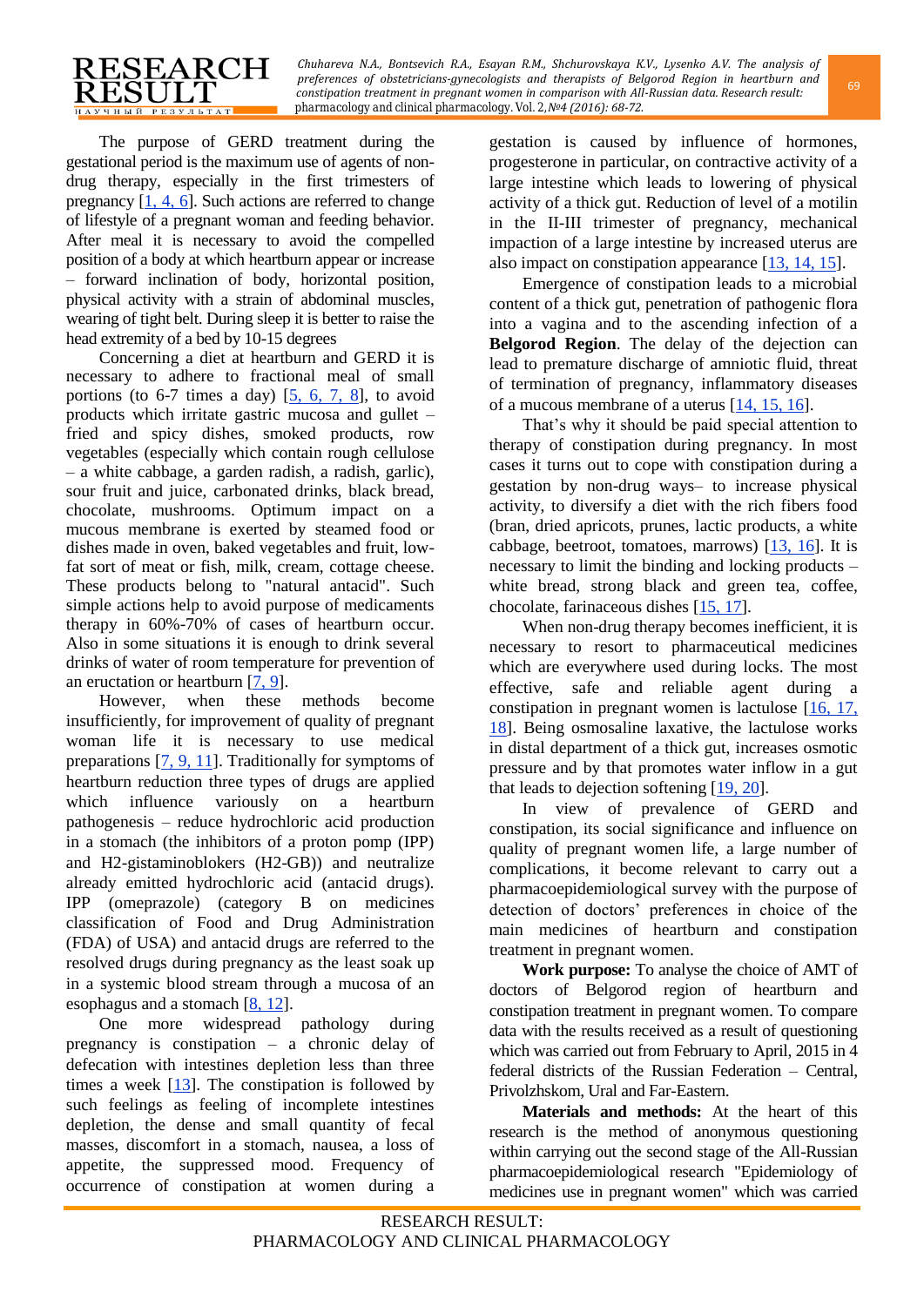The purpose of GERD treatment during the gestational period is the maximum use of agents of non-drug therapy, especially in the first trimesters of pregnancy [1, 4, 6]. Such actions are referred to change of lifestyle of a pregnant woman and feeding behavior. After meal it is necessary to avoid the compelled position of a body at which heartburn appear or increase – forward inclination of body, horizontal position, physical activity with a strain of abdominal muscles, wearing of tight belt. During sleep it is better to raise the head extremity of a bed by 10-15 degrees

Concerning a diet at heartburn and GERD it is necessary to adhere to fractional meal of small portions (to 6-7 times a day) [5, 6, 7, 8], to avoid products which irritate gastric mucosa and gullet – fried and spicy dishes, smoked products, row vegetables (especially which contain rough cellulose – a white cabbage, a garden radish, a radish, garlic), sour fruit and juice, carbonated drinks, black bread, chocolate, mushrooms. Optimum impact on a mucous membrane is exerted by steamed food or dishes made in oven, baked vegetables and fruit, low-fat sort of meat or fish, milk, cream, cottage cheese. These products belong to "natural antacid". Such simple actions help to avoid purpose of medicaments therapy in 60%-70% of cases of heartburn occur. Also in some situations it is enough to drink several drinks of water of room temperature for prevention of an eructation or heartburn [7, 9].

However, when these methods become insufficiently, for improvement of quality of pregnant woman life it is necessary to use medical preparations [7, 9, 11]. Traditionally for symptoms of heartburn reduction three types of drugs are applied which influence variously on a heartburn pathogenesis – reduce hydrochloric acid production in a stomach (the inhibitors of a proton pomp (IPP) and H2-gistaminoblokers (H2-GB)) and neutralize already emitted hydrochloric acid (antacid drugs). IPP (omeprazole) (category B on medicines classification of Food and Drug Administration (FDA) of USA) and antacid drugs are referred to the resolved drugs during pregnancy as the least soak up in a systemic blood stream through a mucosa of an esophagus and a stomach [8, 12].

One more widespread pathology during pregnancy is constipation – a chronic delay of defecation with intestines depletion less than three times a week [13]. The constipation is followed by such feelings as feeling of incomplete intestines depletion, the dense and small quantity of fecal masses, discomfort in a stomach, nausea, a loss of appetite, the suppressed mood. Frequency of occurrence of constipation at women during a gestation is caused by influence of hormones, progesterone in particular, on contractive activity of a large intestine which leads to lowering of physical activity of a thick gut. Reduction of level of a motilin in the II-III trimester of pregnancy, mechanical impaction of a large intestine by increased uterus are also impact on constipation appearance [13, 14, 15].

Emergence of constipation leads to a microbial content of a thick gut, penetration of pathogenic flora into a vagina and to the ascending infection of a **Belgorod Region**. The delay of the dejection can lead to premature discharge of amniotic fluid, threat of termination of pregnancy, inflammatory diseases of a mucous membrane of a uterus [14, 15, 16].

That's why it should be paid special attention to therapy of constipation during pregnancy. In most cases it turns out to cope with constipation during a gestation by non-drug ways– to increase physical activity, to diversify a diet with the rich fibers food (bran, dried apricots, prunes, lactic products, a white cabbage, beetroot, tomatoes, marrows) [13, 16]. It is necessary to limit the binding and locking products – white bread, strong black and green tea, coffee, chocolate, farinaceous dishes [15, 17].

When non-drug therapy becomes inefficient, it is necessary to resort to pharmaceutical medicines which are everywhere used during locks. The most effective, safe and reliable agent during a constipation in pregnant women is lactulose [16, 17, 18]. Being osmosaline laxative, the lactulose works in distal department of a thick gut, increases osmotic pressure and by that promotes water inflow in a gut that leads to dejection softening [19, 20].

In view of prevalence of GERD and constipation, its social significance and influence on quality of pregnant women life, a large number of complications, it become relevant to carry out a pharmacoepidemiological survey with the purpose of detection of doctors' preferences in choice of the main medicines of heartburn and constipation treatment in pregnant women.

**Work purpose:** To analyse the choice of AMT of doctors of Belgorod region of heartburn and constipation treatment in pregnant women. To compare data with the results received as a result of questioning which was carried out from February to April, 2015 in 4 federal districts of the Russian Federation – Central, Privolzhskom, Ural and Far-Eastern.

**Materials and methods:** At the heart of this research is the method of anonymous questioning within carrying out the second stage of the All-Russian pharmacoepidemiological research "Epidemiology of medicines use in pregnant women" which was carried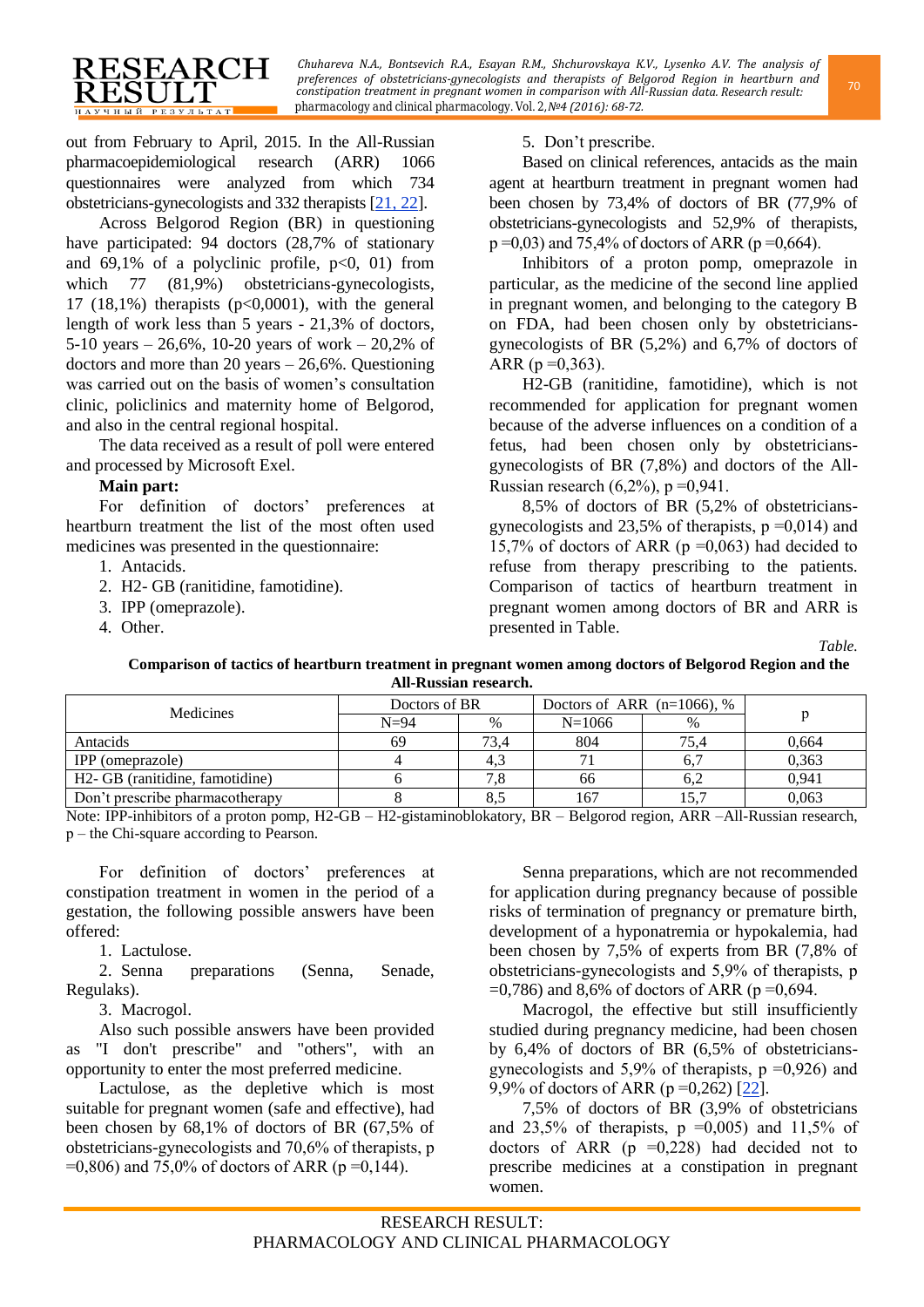out from February to April, 2015. In the All-Russian pharmacoepidemiological research (ARR) 1066 questionnaires were analyzed from which 734 obstetricians-gynecologists and 332 therapists [21, 22].

Across Belgorod Region (BR) in questioning have participated: 94 doctors (28,7% of stationary and 69,1% of a polyclinic profile, p<0, 01) from which 77 (81,9%) obstetricians-gynecologists, 17 (18,1%) therapists (p<0,0001), with the general length of work less than 5 years - 21,3% of doctors, 5-10 years – 26,6%, 10-20 years of work – 20,2% of doctors and more than 20 years – 26,6%. Questioning was carried out on the basis of women's consultation clinic, policlinics and maternity home of Belgorod, and also in the central regional hospital.

The data received as a result of poll were entered and processed by Microsoft Exel.

**Main part:**

For definition of doctors' preferences at heartburn treatment the list of the most often used medicines was presented in the questionnaire:

1. Antacids.
2. H2- GB (ranitidine, famotidine).
3. IPP (omeprazole).
4. Other.
5. Don't prescribe.

Based on clinical references, antacids as the main agent at heartburn treatment in pregnant women had been chosen by 73,4% of doctors of BR (77,9% of obstetricians-gynecologists and 52,9% of therapists, p =0,03) and 75,4% of doctors of ARR (p =0,664).

Inhibitors of a proton pomp, omeprazole in particular, as the medicine of the second line applied in pregnant women, and belonging to the category B on FDA, had been chosen only by obstetricians-gynecologists of BR (5,2%) and 6,7% of doctors of ARR (p =0,363).

H2-GB (ranitidine, famotidine), which is not recommended for application for pregnant women because of the adverse influences on a condition of a fetus, had been chosen only by obstetricians-gynecologists of BR (7,8%) and doctors of the All-Russian research (6,2%), p =0,941.

8,5% of doctors of BR (5,2% of obstetricians-gynecologists and 23,5% of therapists, p =0,014) and 15,7% of doctors of ARR (p =0,063) had decided to refuse from therapy prescribing to the patients. Comparison of tactics of heartburn treatment in pregnant women among doctors of BR and ARR is presented in Table.

*Table.*

**Comparison of tactics of heartburn treatment in pregnant women among doctors of Belgorod Region and the All-Russian research.**

| Medicines | Doctors of BR | | Doctors of ARR (n=1066), % | | p |
|---|---|---|---|---|---|
| | N=94 | % | N=1066 | % | |
| Antacids | 69 | 73,4 | 804 | 75,4 | 0,664 |
| IPP (omeprazole) | 4 | 4,3 | 71 | 6,7 | 0,363 |
| H2- GB (ranitidine, famotidine) | 6 | 7,8 | 66 | 6,2 | 0,941 |
| Don't prescribe pharmacotherapy | 8 | 8,5 | 167 | 15,7 | 0,063 |

Note: IPP-inhibitors of a proton pomp, H2-GB – H2-gistaminoblokatory, BR – Belgorod region, ARR –All-Russian research, p – the Chi-square according to Pearson.

For definition of doctors' preferences at constipation treatment in women in the period of a gestation, the following possible answers have been offered:

1. Lactulose.
2. Senna preparations (Senna, Senade, Regulaks).
3. Macrogol.

Also such possible answers have been provided as "I don't prescribe" and "others", with an opportunity to enter the most preferred medicine.

Lactulose, as the depletive which is most suitable for pregnant women (safe and effective), had been chosen by 68,1% of doctors of BR (67,5% of obstetricians-gynecologists and 70,6% of therapists, p =0,806) and 75,0% of doctors of ARR (p =0,144).

Senna preparations, which are not recommended for application during pregnancy because of possible risks of termination of pregnancy or premature birth, development of a hyponatremia or hypokalemia, had been chosen by 7,5% of experts from BR (7,8% of obstetricians-gynecologists and 5,9% of therapists, p =0,786) and 8,6% of doctors of ARR (p =0,694.

Macrogol, the effective but still insufficiently studied during pregnancy medicine, had been chosen by 6,4% of doctors of BR (6,5% of obstetricians-gynecologists and 5,9% of therapists, p =0,926) and 9,9% of doctors of ARR (p =0,262) [22].

7,5% of doctors of BR (3,9% of obstetricians and 23,5% of therapists, p =0,005) and 11,5% of doctors of ARR (p =0,228) had decided not to prescribe medicines at a constipation in pregnant women.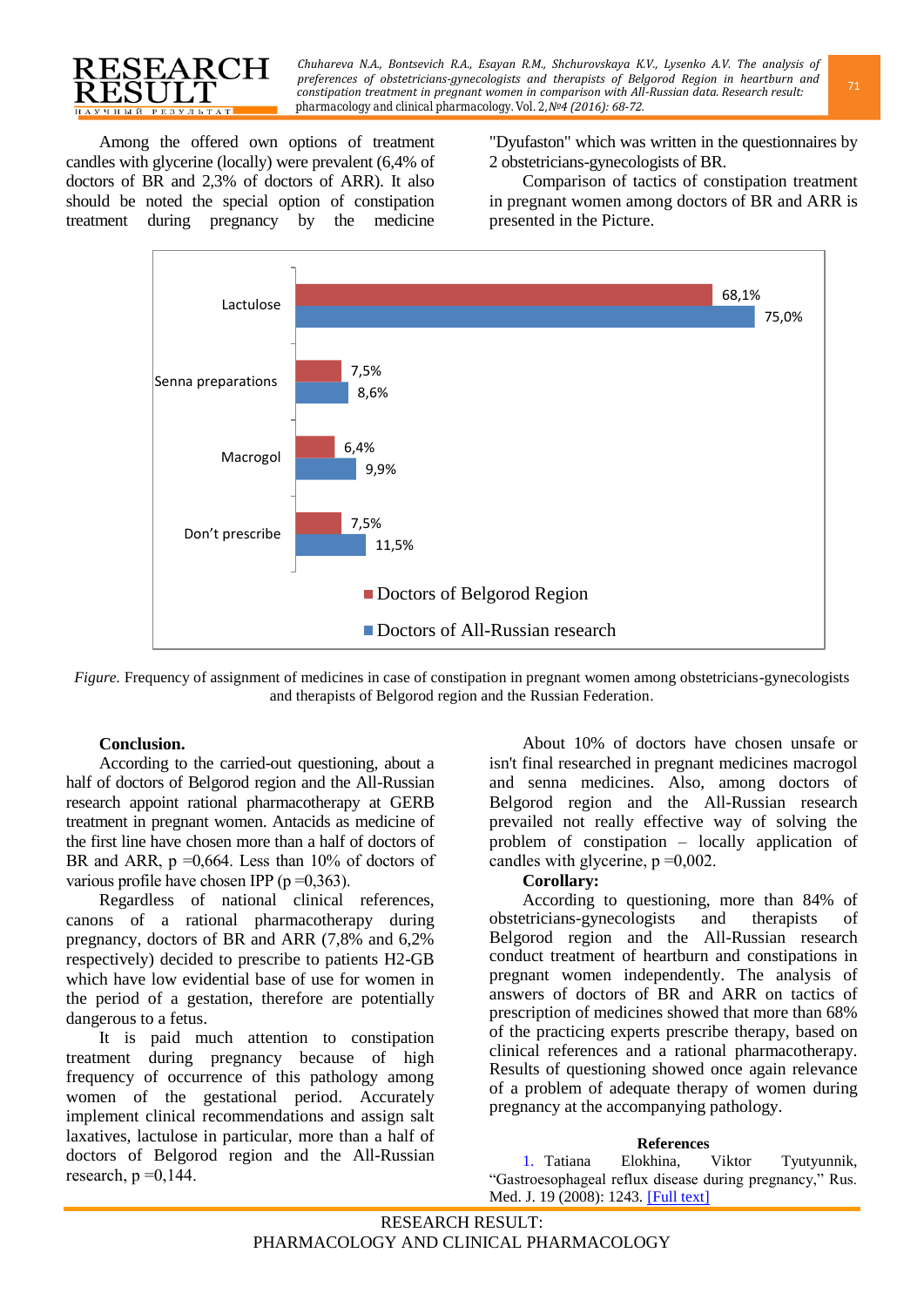Among the offered own options of treatment candles with glycerine (locally) were prevalent (6,4% of doctors of BR and 2,3% of doctors of ARR). It also should be noted the special option of constipation treatment during pregnancy by the medicine "Dyufaston" which was written in the questionnaires by 2 obstetricians-gynecologists of BR.

Comparison of tactics of constipation treatment in pregnant women among doctors of BR and ARR is presented in the Picture.

| | Doctors of Belgorod Region | Doctors of All-Russian research |
|---|---|---|
| Lactulose | 68,1% | 75,0% |
| Senna preparations | 7,5% | 8,6% |
| Macrogol | 6,4% | 9,9% |
| Don't prescribe | 7,5% | 11,5% |

*Figure.* Frequency of assignment of medicines in case of constipation in pregnant women among obstetricians-gynecologists and therapists of Belgorod region and the Russian Federation.

**Conclusion.**

According to the carried-out questioning, about a half of doctors of Belgorod region and the All-Russian research appoint rational pharmacotherapy at GERB treatment in pregnant women. Antacids as medicine of the first line have chosen more than a half of doctors of BR and ARR, p =0,664. Less than 10% of doctors of various profile have chosen IPP (p =0,363).

Regardless of national clinical references, canons of a rational pharmacotherapy during pregnancy, doctors of BR and ARR (7,8% and 6,2% respectively) decided to prescribe to patients H2-GB which have low evidential base of use for women in the period of a gestation, therefore are potentially dangerous to a fetus.

It is paid much attention to constipation treatment during pregnancy because of high frequency of occurrence of this pathology among women of the gestational period. Accurately implement clinical recommendations and assign salt laxatives, lactulose in particular, more than a half of doctors of Belgorod region and the All-Russian research, p =0,144.

About 10% of doctors have chosen unsafe or isn't final researched in pregnant medicines macrogol and senna medicines. Also, among doctors of Belgorod region and the All-Russian research prevailed not really effective way of solving the problem of constipation – locally application of candles with glycerine, p =0,002.

**Corollary:**

According to questioning, more than 84% of obstetricians-gynecologists and therapists of Belgorod region and the All-Russian research conduct treatment of heartburn and constipations in pregnant women independently. The analysis of answers of doctors of BR and ARR on tactics of prescription of medicines showed that more than 68% of the practicing experts prescribe therapy, based on clinical references and a rational pharmacotherapy. Results of questioning showed once again relevance of a problem of adequate therapy of women during pregnancy at the accompanying pathology.

**References**

1. Tatiana Elokhina, Viktor Tyutyunnik, "Gastroesophageal reflux disease during pregnancy," Rus. Med. J. 19 (2008): 1243. [Full text]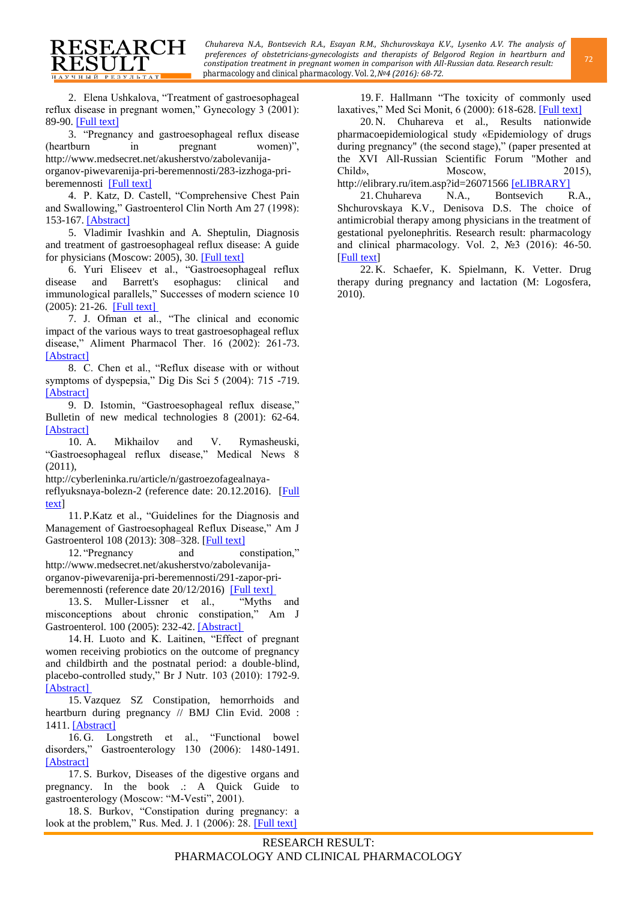2. Elena Ushkalova, "Treatment of gastroesophageal reflux disease in pregnant women," Gynecology 3 (2001): 89-90. [Full text]

3. "Pregnancy and gastroesophageal reflux disease (heartburn in pregnant women)", http://www.medsecret.net/akusherstvo/zabolevanija-organov-piwevarenija-pri-beremennosti/283-izzhoga-pri-beremennosti [Full text]

4. P. Katz, D. Castell, "Comprehensive Chest Pain and Swallowing," Gastroenterol Clin North Am 27 (1998): 153-167. [Abstract]

5. Vladimir Ivashkin and A. Sheptulin, Diagnosis and treatment of gastroesophageal reflux disease: A guide for physicians (Moscow: 2005), 30. [Full text]

6. Yuri Eliseev et al., "Gastroesophageal reflux disease and Barrett's esophagus: clinical and immunological parallels," Successes of modern science 10 (2005): 21-26. [Full text]

7. J. Ofman et al., "The clinical and economic impact of the various ways to treat gastroesophageal reflux disease," Aliment Pharmacol Ther. 16 (2002): 261-73. [Abstract]

8. C. Chen et al., "Reflux disease with or without symptoms of dyspepsia," Dig Dis Sci 5 (2004): 715 -719. [Abstract]

9. D. Istomin, "Gastroesophageal reflux disease," Bulletin of new medical technologies 8 (2001): 62-64. [Abstract]

10. A. Mikhailov and V. Rymasheuski, "Gastroesophageal reflux disease," Medical News 8 (2011), http://cyberleninka.ru/article/n/gastroezofagealnaya-reflyuksnaya-bolezn-2 (reference date: 20.12.2016). [Full text]

11. P.Katz et al., "Guidelines for the Diagnosis and Management of Gastroesophageal Reflux Disease," Am J Gastroenterol 108 (2013): 308–328. [Full text]

12. "Pregnancy and constipation," http://www.medsecret.net/akusherstvo/zabolevanija-organov-piwevarenija-pri-beremennosti/291-zapor-pri-beremennosti (reference date 20/12/2016) [Full text]

13. S. Muller-Lissner et al., "Myths and misconceptions about chronic constipation," Am J Gastroenterol. 100 (2005): 232-42. [Abstract]

14. H. Luoto and K. Laitinen, "Effect of pregnant women receiving probiotics on the outcome of pregnancy and childbirth and the postnatal period: a double-blind, placebo-controlled study," Br J Nutr. 103 (2010): 1792-9. [Abstract]

15. Vazquez SZ Constipation, hemorrhoids and heartburn during pregnancy // BMJ Clin Evid. 2008 : 1411. [Abstract]

16. G. Longstreth et al., "Functional bowel disorders," Gastroenterology 130 (2006): 1480-1491. [Abstract]

17. S. Burkov, Diseases of the digestive organs and pregnancy. In the book .: A Quick Guide to gastroenterology (Moscow: "M-Vesti", 2001).

18. S. Burkov, "Constipation during pregnancy: a look at the problem," Rus. Med. J. 1 (2006): 28. [Full text]

19. F. Hallmann "The toxicity of commonly used laxatives," Med Sci Monit, 6 (2000): 618-628. [Full text]

20. N. Chuhareva et al., Results nationwide pharmacoepidemiological study «Epidemiology of drugs during pregnancy" (the second stage)," (paper presented at the XVI All-Russian Scientific Forum "Mother and Child», Moscow, 2015), http://elibrary.ru/item.asp?id=26071566 [eLIBRARY]

21. Chuhareva N.A., Bontsevich R.A., Shchurovskaya K.V., Denisova D.S. The choice of antimicrobial therapy among physicians in the treatment of gestational pyelonephritis. Research result: pharmacology and clinical pharmacology. Vol. 2, №3 (2016): 46-50. [Full text]

22. K. Schaefer, K. Spielmann, K. Vetter. Drug therapy during pregnancy and lactation (M: Logosfera, 2010).